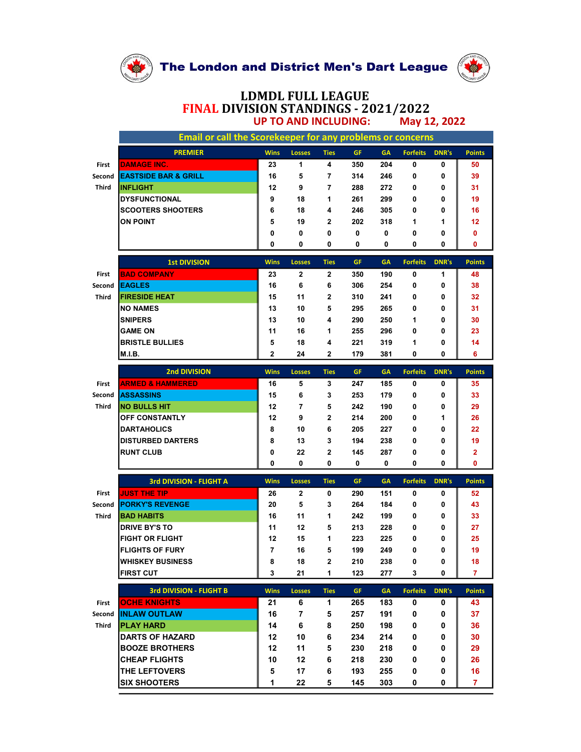# The London and District Men's Dart League

## LDMDL FULL LEAGUE
## FINAL DIVISION STANDINGS - 2021/2022
### UP TO AND INCLUDING: May 12, 2022

**Email or call the Scorekeeper for any problems or concerns**

| | PREMIER | Wins | Losses | Ties | GF | GA | Forfeits | DNR's | Points |
|---|---|---|---|---|---|---|---|---|---|
| First | DAMAGE INC. | 23 | 1 | 4 | 350 | 204 | 0 | 0 | 50 |
| Second | EASTSIDE BAR & GRILL | 16 | 5 | 7 | 314 | 246 | 0 | 0 | 39 |
| Third | INFLIGHT | 12 | 9 | 7 | 288 | 272 | 0 | 0 | 31 |
| | DYSFUNCTIONAL | 9 | 18 | 1 | 261 | 299 | 0 | 0 | 19 |
| | SCOOTERS SHOOTERS | 6 | 18 | 4 | 246 | 305 | 0 | 0 | 16 |
| | ON POINT | 5 | 19 | 2 | 202 | 318 | 1 | 1 | 12 |
| | | 0 | 0 | 0 | 0 | 0 | 0 | 0 | 0 |
| | | 0 | 0 | 0 | 0 | 0 | 0 | 0 | 0 |

| | 1st DIVISION | Wins | Losses | Ties | GF | GA | Forfeits | DNR's | Points |
|---|---|---|---|---|---|---|---|---|---|
| First | BAD COMPANY | 23 | 2 | 2 | 350 | 190 | 0 | 1 | 48 |
| Second | EAGLES | 16 | 6 | 6 | 306 | 254 | 0 | 0 | 38 |
| Third | FIRESIDE HEAT | 15 | 11 | 2 | 310 | 241 | 0 | 0 | 32 |
| | NO NAMES | 13 | 10 | 5 | 295 | 265 | 0 | 0 | 31 |
| | SNIPERS | 13 | 10 | 4 | 290 | 250 | 1 | 0 | 30 |
| | GAME ON | 11 | 16 | 1 | 255 | 296 | 0 | 0 | 23 |
| | BRISTLE BULLIES | 5 | 18 | 4 | 221 | 319 | 1 | 0 | 14 |
| | M.I.B. | 2 | 24 | 2 | 179 | 381 | 0 | 0 | 6 |

| | 2nd DIVISION | Wins | Losses | Ties | GF | GA | Forfeits | DNR's | Points |
|---|---|---|---|---|---|---|---|---|---|
| First | ARMED & HAMMERED | 16 | 5 | 3 | 247 | 185 | 0 | 0 | 35 |
| Second | ASSASSINS | 15 | 6 | 3 | 253 | 179 | 0 | 0 | 33 |
| Third | NO BULLS HIT | 12 | 7 | 5 | 242 | 190 | 0 | 0 | 29 |
| | OFF CONSTANTLY | 12 | 9 | 2 | 214 | 200 | 0 | 1 | 26 |
| | DARTAHOLICS | 8 | 10 | 6 | 205 | 227 | 0 | 0 | 22 |
| | DISTURBED DARTERS | 8 | 13 | 3 | 194 | 238 | 0 | 0 | 19 |
| | RUNT CLUB | 0 | 22 | 2 | 145 | 287 | 0 | 0 | 2 |
| | | 0 | 0 | 0 | 0 | 0 | 0 | 0 | 0 |

| | 3rd DIVISION - FLIGHT A | Wins | Losses | Ties | GF | GA | Forfeits | DNR's | Points |
|---|---|---|---|---|---|---|---|---|---|
| First | JUST THE TIP | 26 | 2 | 0 | 290 | 151 | 0 | 0 | 52 |
| Second | PORKY'S REVENGE | 20 | 5 | 3 | 264 | 184 | 0 | 0 | 43 |
| Third | BAD HABITS | 16 | 11 | 1 | 242 | 199 | 0 | 0 | 33 |
| | DRIVE BY'S TO | 11 | 12 | 5 | 213 | 228 | 0 | 0 | 27 |
| | FIGHT OR FLIGHT | 12 | 15 | 1 | 223 | 225 | 0 | 0 | 25 |
| | FLIGHTS OF FURY | 7 | 16 | 5 | 199 | 249 | 0 | 0 | 19 |
| | WHISKEY BUSINESS | 8 | 18 | 2 | 210 | 238 | 0 | 0 | 18 |
| | FIRST CUT | 3 | 21 | 1 | 123 | 277 | 3 | 0 | 7 |

| | 3rd DIVISION - FLIGHT B | Wins | Losses | Ties | GF | GA | Forfeits | DNR's | Points |
|---|---|---|---|---|---|---|---|---|---|
| First | OCHE KNIGHTS | 21 | 6 | 1 | 265 | 183 | 0 | 0 | 43 |
| Second | INLAW OUTLAW | 16 | 7 | 5 | 257 | 191 | 0 | 0 | 37 |
| Third | PLAY HARD | 14 | 6 | 8 | 250 | 198 | 0 | 0 | 36 |
| | DARTS OF HAZARD | 12 | 10 | 6 | 234 | 214 | 0 | 0 | 30 |
| | BOOZE BROTHERS | 12 | 11 | 5 | 230 | 218 | 0 | 0 | 29 |
| | CHEAP FLIGHTS | 10 | 12 | 6 | 218 | 230 | 0 | 0 | 26 |
| | THE LEFTOVERS | 5 | 17 | 6 | 193 | 255 | 0 | 0 | 16 |
| | SIX SHOOTERS | 1 | 22 | 5 | 145 | 303 | 0 | 0 | 7 |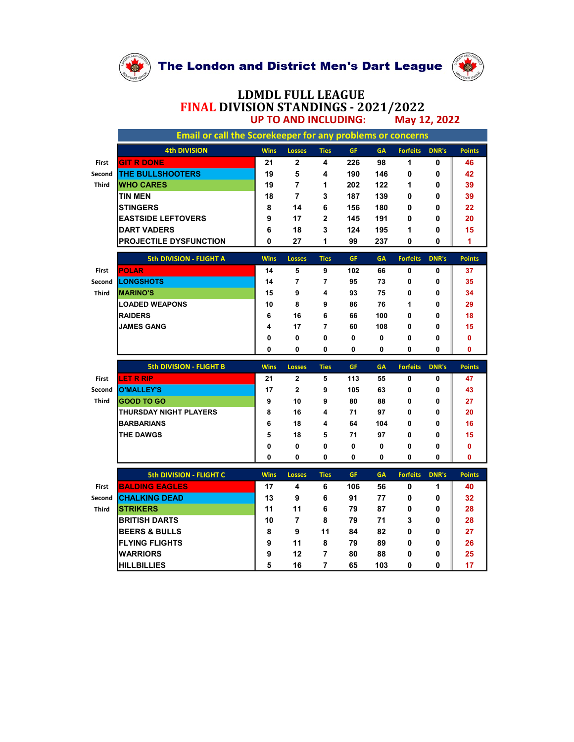# The London and District Men's Dart League

## LDMDL FULL LEAGUE
## FINAL DIVISION STANDINGS - 2021/2022
### UP TO AND INCLUDING: May 12, 2022

**Email or call the Scorekeeper for any problems or concerns**

| | 4th DIVISION | Wins | Losses | Ties | GF | GA | Forfeits | DNR's | Points |
|---|---|---|---|---|---|---|---|---|---|
| First | GIT R DONE | 21 | 2 | 4 | 226 | 98 | 1 | 0 | 46 |
| Second | THE BULLSHOOTERS | 19 | 5 | 4 | 190 | 146 | 0 | 0 | 42 |
| Third | WHO CARES | 19 | 7 | 1 | 202 | 122 | 1 | 0 | 39 |
| | TIN MEN | 18 | 7 | 3 | 187 | 139 | 0 | 0 | 39 |
| | STINGERS | 8 | 14 | 6 | 156 | 180 | 0 | 0 | 22 |
| | EASTSIDE LEFTOVERS | 9 | 17 | 2 | 145 | 191 | 0 | 0 | 20 |
| | DART VADERS | 6 | 18 | 3 | 124 | 195 | 1 | 0 | 15 |
| | PROJECTILE DYSFUNCTION | 0 | 27 | 1 | 99 | 237 | 0 | 0 | 1 |

| | 5th DIVISION - FLIGHT A | Wins | Losses | Ties | GF | GA | Forfeits | DNR's | Points |
|---|---|---|---|---|---|---|---|---|---|
| First | POLAR | 14 | 5 | 9 | 102 | 66 | 0 | 0 | 37 |
| Second | LONGSHOTS | 14 | 7 | 7 | 95 | 73 | 0 | 0 | 35 |
| Third | MARINO'S | 15 | 9 | 4 | 93 | 75 | 0 | 0 | 34 |
| | LOADED WEAPONS | 10 | 8 | 9 | 86 | 76 | 1 | 0 | 29 |
| | RAIDERS | 6 | 16 | 6 | 66 | 100 | 0 | 0 | 18 |
| | JAMES GANG | 4 | 17 | 7 | 60 | 108 | 0 | 0 | 15 |
| | | 0 | 0 | 0 | 0 | 0 | 0 | 0 | 0 |
| | | 0 | 0 | 0 | 0 | 0 | 0 | 0 | 0 |

| | 5th DIVISION - FLIGHT B | Wins | Losses | Ties | GF | GA | Forfeits | DNR's | Points |
|---|---|---|---|---|---|---|---|---|---|
| First | LET R RIP | 21 | 2 | 5 | 113 | 55 | 0 | 0 | 47 |
| Second | O'MALLEY'S | 17 | 2 | 9 | 105 | 63 | 0 | 0 | 43 |
| Third | GOOD TO GO | 9 | 10 | 9 | 80 | 88 | 0 | 0 | 27 |
| | THURSDAY NIGHT PLAYERS | 8 | 16 | 4 | 71 | 97 | 0 | 0 | 20 |
| | BARBARIANS | 6 | 18 | 4 | 64 | 104 | 0 | 0 | 16 |
| | THE DAWGS | 5 | 18 | 5 | 71 | 97 | 0 | 0 | 15 |
| | | 0 | 0 | 0 | 0 | 0 | 0 | 0 | 0 |
| | | 0 | 0 | 0 | 0 | 0 | 0 | 0 | 0 |

| | 5th DIVISION - FLIGHT C | Wins | Losses | Ties | GF | GA | Forfeits | DNR's | Points |
|---|---|---|---|---|---|---|---|---|---|
| First | BALDING EAGLES | 17 | 4 | 6 | 106 | 56 | 0 | 1 | 40 |
| Second | CHALKING DEAD | 13 | 9 | 6 | 91 | 77 | 0 | 0 | 32 |
| Third | STRIKERS | 11 | 11 | 6 | 79 | 87 | 0 | 0 | 28 |
| | BRITISH DARTS | 10 | 7 | 8 | 79 | 71 | 3 | 0 | 28 |
| | BEERS & BULLS | 8 | 9 | 11 | 84 | 82 | 0 | 0 | 27 |
| | FLYING FLIGHTS | 9 | 11 | 8 | 79 | 89 | 0 | 0 | 26 |
| | WARRIORS | 9 | 12 | 7 | 80 | 88 | 0 | 0 | 25 |
| | HILLBILLIES | 5 | 16 | 7 | 65 | 103 | 0 | 0 | 17 |